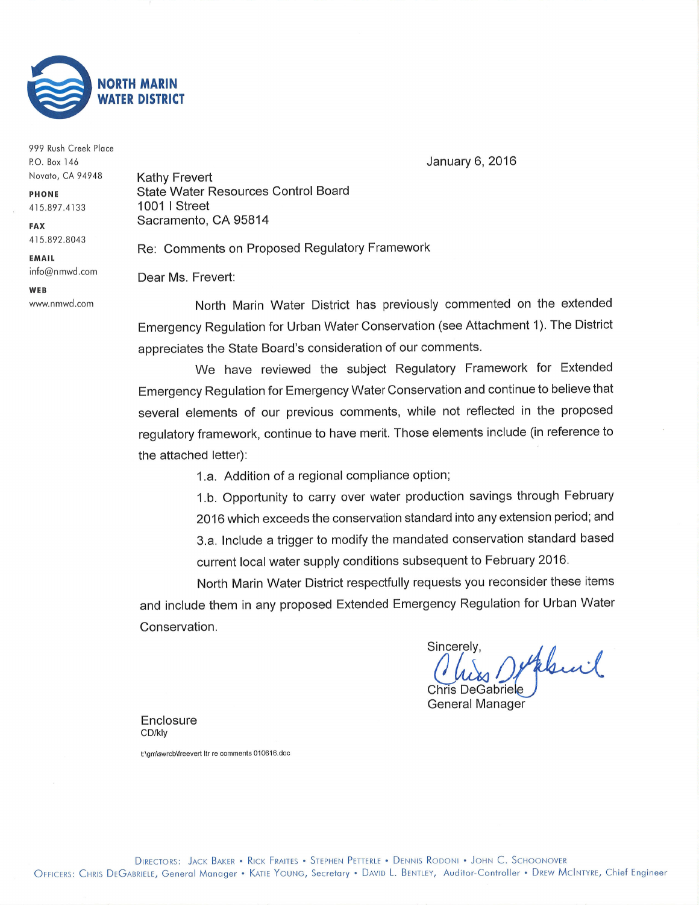**NORTH MARIN WATER DISTRICT**

999 Rush Creek Place
P.O. Box 146
Novato, CA 94948

**PHONE**
415.897.4133

**FAX**
415.892.8043

**EMAIL**
info@nmwd.com

**WEB**
www.nmwd.com

January 6, 2016

Kathy Frevert
State Water Resources Control Board
1001 I Street
Sacramento, CA 95814

Re: Comments on Proposed Regulatory Framework

Dear Ms. Frevert:

North Marin Water District has previously commented on the extended Emergency Regulation for Urban Water Conservation (see Attachment 1). The District appreciates the State Board's consideration of our comments.

We have reviewed the subject Regulatory Framework for Extended Emergency Regulation for Emergency Water Conservation and continue to believe that several elements of our previous comments, while not reflected in the proposed regulatory framework, continue to have merit. Those elements include (in reference to the attached letter):

1.a. Addition of a regional compliance option;

1.b. Opportunity to carry over water production savings through February 2016 which exceeds the conservation standard into any extension period; and

3.a. Include a trigger to modify the mandated conservation standard based current local water supply conditions subsequent to February 2016.

North Marin Water District respectfully requests you reconsider these items and include them in any proposed Extended Emergency Regulation for Urban Water Conservation.

Sincerely,

Chris DeGabriele
General Manager

Enclosure
CD/kly

t:\gm\swrcb\freevert ltr re comments 010616.doc

DIRECTORS: JACK BAKER • RICK FRAITES • STEPHEN PETTERLE • DENNIS RODONI • JOHN C. SCHOONOVER
OFFICERS: CHRIS DEGABRIELE, General Manager • KATIE YOUNG, Secretary • DAVID L. BENTLEY, Auditor-Controller • DREW MCINTYRE, Chief Engineer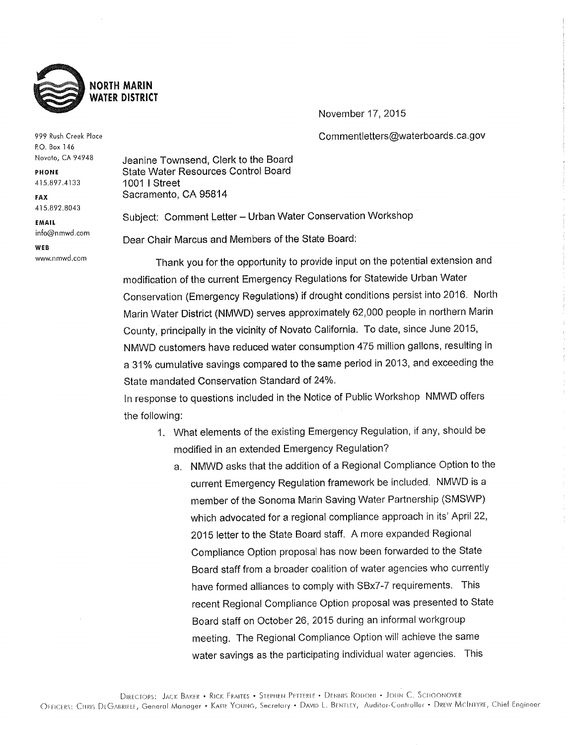**NORTH MARIN WATER DISTRICT**

999 Rush Creek Place
P.O. Box 146
Novato, CA 94948

**PHONE**
415.897.4133

**FAX**
415.892.8043

**EMAIL**
info@nmwd.com

**WEB**
www.nmwd.com

November 17, 2015

Commentletters@waterboards.ca.gov

Jeanine Townsend, Clerk to the Board
State Water Resources Control Board
1001 I Street
Sacramento, CA 95814

Subject: Comment Letter – Urban Water Conservation Workshop

Dear Chair Marcus and Members of the State Board:

Thank you for the opportunity to provide input on the potential extension and modification of the current Emergency Regulations for Statewide Urban Water Conservation (Emergency Regulations) if drought conditions persist into 2016. North Marin Water District (NMWD) serves approximately 62,000 people in northern Marin County, principally in the vicinity of Novato California. To date, since June 2015, NMWD customers have reduced water consumption 475 million gallons, resulting in a 31% cumulative savings compared to the same period in 2013, and exceeding the State mandated Conservation Standard of 24%.

In response to questions included in the Notice of Public Workshop NMWD offers the following:

1. What elements of the existing Emergency Regulation, if any, should be modified in an extended Emergency Regulation?
   a. NMWD asks that the addition of a Regional Compliance Option to the current Emergency Regulation framework be included. NMWD is a member of the Sonoma Marin Saving Water Partnership (SMSWP) which advocated for a regional compliance approach in its' April 22, 2015 letter to the State Board staff. A more expanded Regional Compliance Option proposal has now been forwarded to the State Board staff from a broader coalition of water agencies who currently have formed alliances to comply with SBx7-7 requirements. This recent Regional Compliance Option proposal was presented to State Board staff on October 26, 2015 during an informal workgroup meeting. The Regional Compliance Option will achieve the same water savings as the participating individual water agencies. This

DIRECTORS: JACK BAKER • RICK FRAITES • STEPHEN PETTERLE • DENNIS RODONI • JOHN C. SCHOONOVER
OFFICERS: CHRIS DEGABRIELE, General Manager • KATIE YOUNG, Secretary • DAVID L. BENTLEY, Auditor-Controller • DREW MCINTYRE, Chief Engineer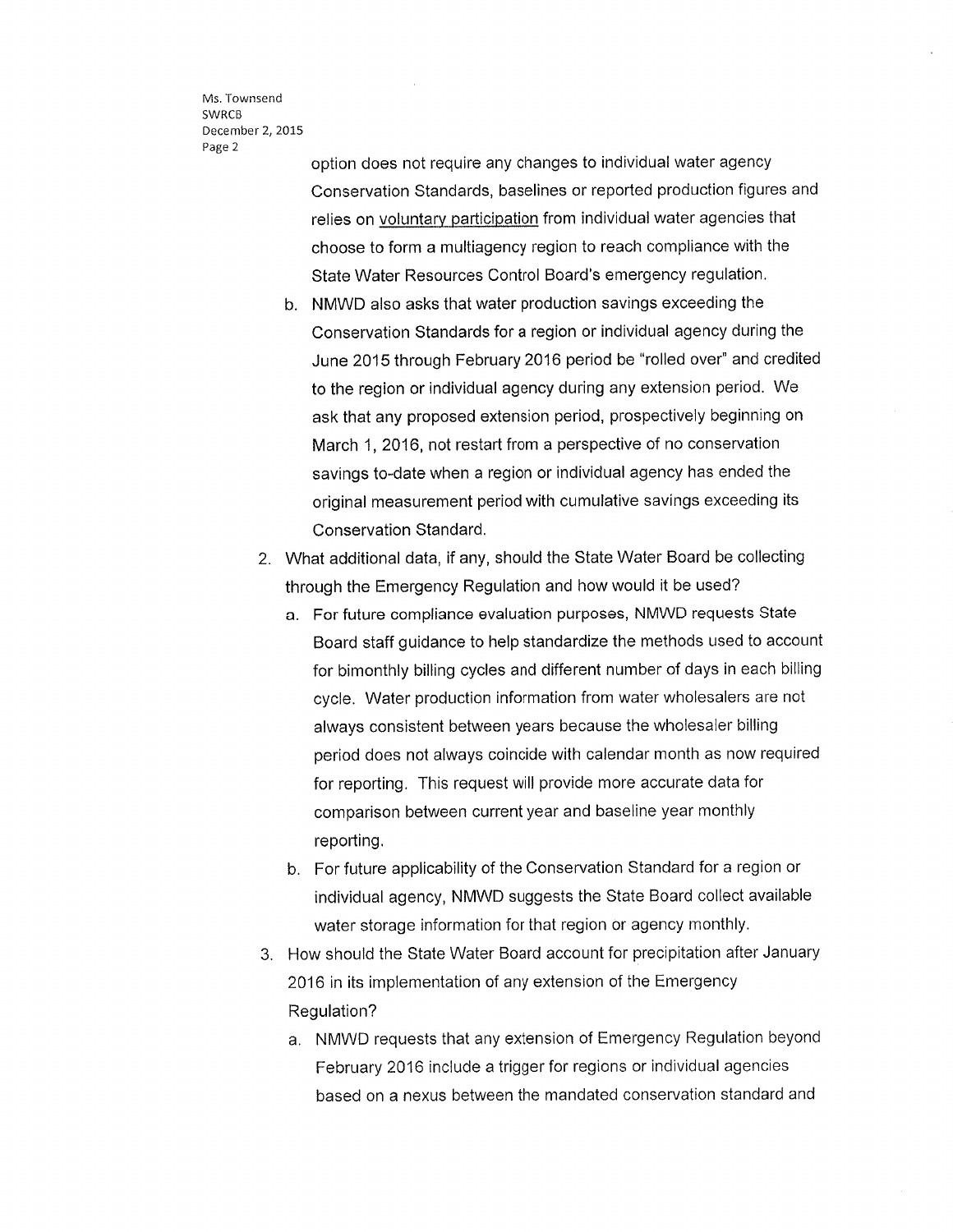option does not require any changes to individual water agency Conservation Standards, baselines or reported production figures and relies on voluntary participation from individual water agencies that choose to form a multiagency region to reach compliance with the State Water Resources Control Board's emergency regulation.

   b. NMWD also asks that water production savings exceeding the Conservation Standards for a region or individual agency during the June 2015 through February 2016 period be "rolled over" and credited to the region or individual agency during any extension period. We ask that any proposed extension period, prospectively beginning on March 1, 2016, not restart from a perspective of no conservation savings to-date when a region or individual agency has ended the original measurement period with cumulative savings exceeding its Conservation Standard.

2. What additional data, if any, should the State Water Board be collecting through the Emergency Regulation and how would it be used?
   a. For future compliance evaluation purposes, NMWD requests State Board staff guidance to help standardize the methods used to account for bimonthly billing cycles and different number of days in each billing cycle. Water production information from water wholesalers are not always consistent between years because the wholesaler billing period does not always coincide with calendar month as now required for reporting. This request will provide more accurate data for comparison between current year and baseline year monthly reporting.
   b. For future applicability of the Conservation Standard for a region or individual agency, NMWD suggests the State Board collect available water storage information for that region or agency monthly.

3. How should the State Water Board account for precipitation after January 2016 in its implementation of any extension of the Emergency Regulation?
   a. NMWD requests that any extension of Emergency Regulation beyond February 2016 include a trigger for regions or individual agencies based on a nexus between the mandated conservation standard and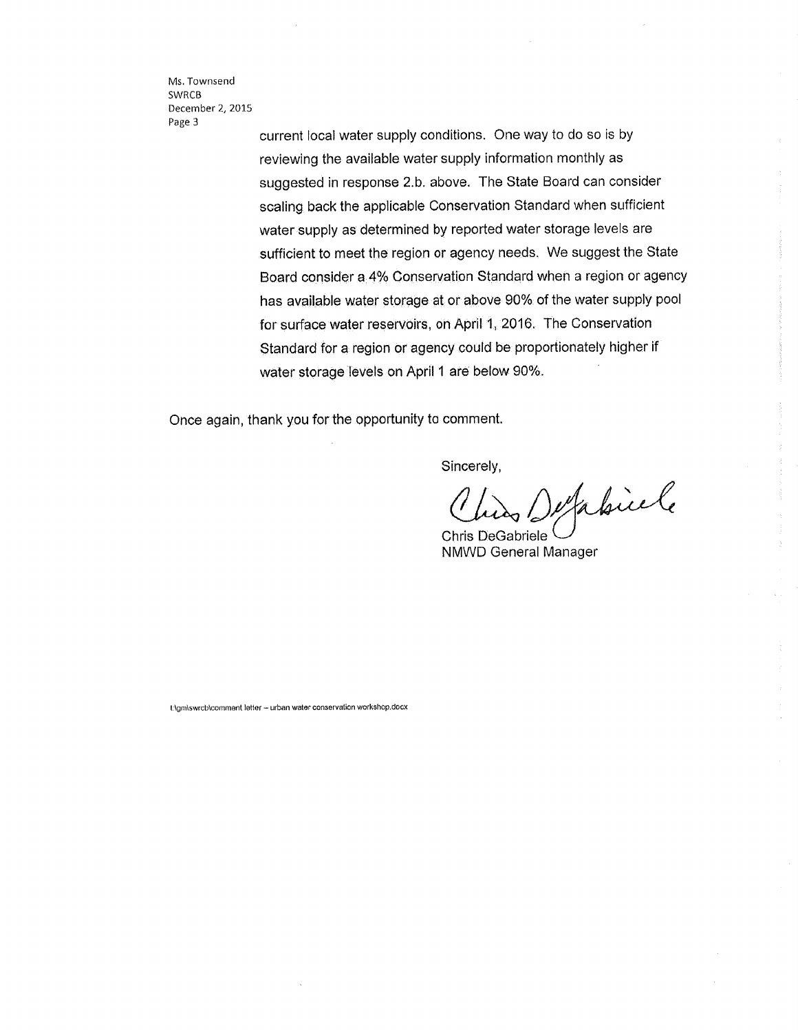current local water supply conditions. One way to do so is by reviewing the available water supply information monthly as suggested in response 2.b. above. The State Board can consider scaling back the applicable Conservation Standard when sufficient water supply as determined by reported water storage levels are sufficient to meet the region or agency needs. We suggest the State Board consider a 4% Conservation Standard when a region or agency has available water storage at or above 90% of the water supply pool for surface water reservoirs, on April 1, 2016. The Conservation Standard for a region or agency could be proportionately higher if water storage levels on April 1 are below 90%.

Once again, thank you for the opportunity to comment.

Sincerely,

Chris DeGabriele
NMWD General Manager

t:\gm\swrcb\comment letter – urban water conservation workshop.docx